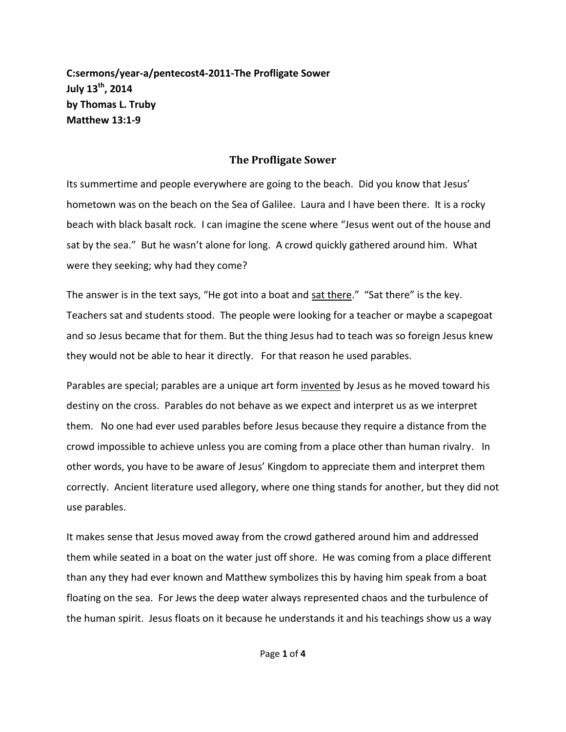**C:sermons/year-a/pentecost4-2011-The Profligate Sower**
**July 13th, 2014**
**by Thomas L. Truby**
**Matthew 13:1-9**

## The Profligate Sower

Its summertime and people everywhere are going to the beach. Did you know that Jesus' hometown was on the beach on the Sea of Galilee. Laura and I have been there. It is a rocky beach with black basalt rock. I can imagine the scene where "Jesus went out of the house and sat by the sea." But he wasn't alone for long. A crowd quickly gathered around him. What were they seeking; why had they come?

The answer is in the text says, "He got into a boat and <u>sat there</u>." "Sat there" is the key. Teachers sat and students stood. The people were looking for a teacher or maybe a scapegoat and so Jesus became that for them. But the thing Jesus had to teach was so foreign Jesus knew they would not be able to hear it directly. For that reason he used parables.

Parables are special; parables are a unique art form <u>invented</u> by Jesus as he moved toward his destiny on the cross. Parables do not behave as we expect and interpret us as we interpret them. No one had ever used parables before Jesus because they require a distance from the crowd impossible to achieve unless you are coming from a place other than human rivalry. In other words, you have to be aware of Jesus' Kingdom to appreciate them and interpret them correctly. Ancient literature used allegory, where one thing stands for another, but they did not use parables.

It makes sense that Jesus moved away from the crowd gathered around him and addressed them while seated in a boat on the water just off shore. He was coming from a place different than any they had ever known and Matthew symbolizes this by having him speak from a boat floating on the sea. For Jews the deep water always represented chaos and the turbulence of the human spirit. Jesus floats on it because he understands it and his teachings show us a way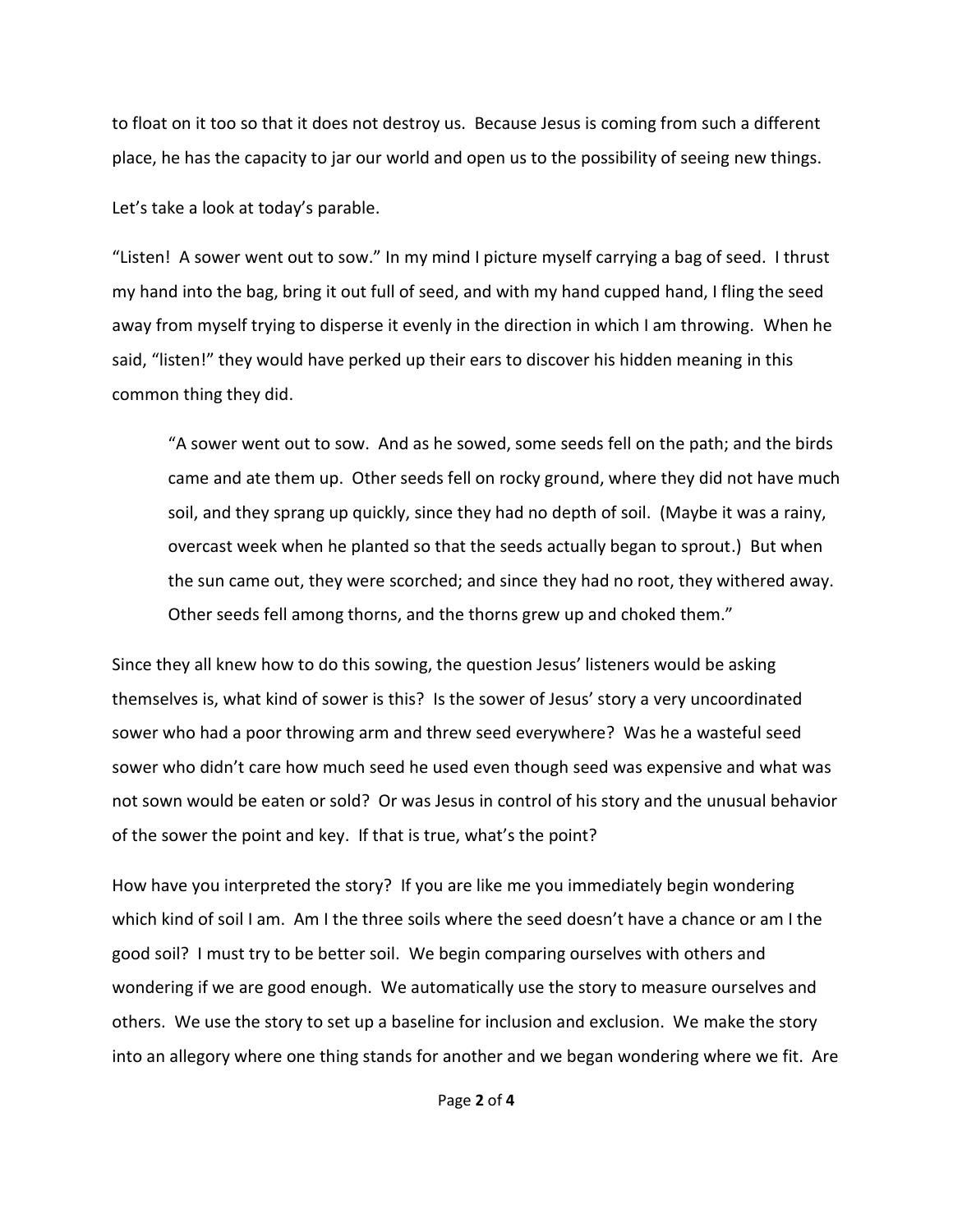to float on it too so that it does not destroy us. Because Jesus is coming from such a different place, he has the capacity to jar our world and open us to the possibility of seeing new things.

Let's take a look at today's parable.

"Listen! A sower went out to sow." In my mind I picture myself carrying a bag of seed. I thrust my hand into the bag, bring it out full of seed, and with my hand cupped hand, I fling the seed away from myself trying to disperse it evenly in the direction in which I am throwing. When he said, "listen!" they would have perked up their ears to discover his hidden meaning in this common thing they did.

> "A sower went out to sow. And as he sowed, some seeds fell on the path; and the birds came and ate them up. Other seeds fell on rocky ground, where they did not have much soil, and they sprang up quickly, since they had no depth of soil. (Maybe it was a rainy, overcast week when he planted so that the seeds actually began to sprout.) But when the sun came out, they were scorched; and since they had no root, they withered away. Other seeds fell among thorns, and the thorns grew up and choked them."

Since they all knew how to do this sowing, the question Jesus' listeners would be asking themselves is, what kind of sower is this? Is the sower of Jesus' story a very uncoordinated sower who had a poor throwing arm and threw seed everywhere? Was he a wasteful seed sower who didn't care how much seed he used even though seed was expensive and what was not sown would be eaten or sold? Or was Jesus in control of his story and the unusual behavior of the sower the point and key. If that is true, what's the point?

How have you interpreted the story? If you are like me you immediately begin wondering which kind of soil I am. Am I the three soils where the seed doesn't have a chance or am I the good soil? I must try to be better soil. We begin comparing ourselves with others and wondering if we are good enough. We automatically use the story to measure ourselves and others. We use the story to set up a baseline for inclusion and exclusion. We make the story into an allegory where one thing stands for another and we began wondering where we fit. Are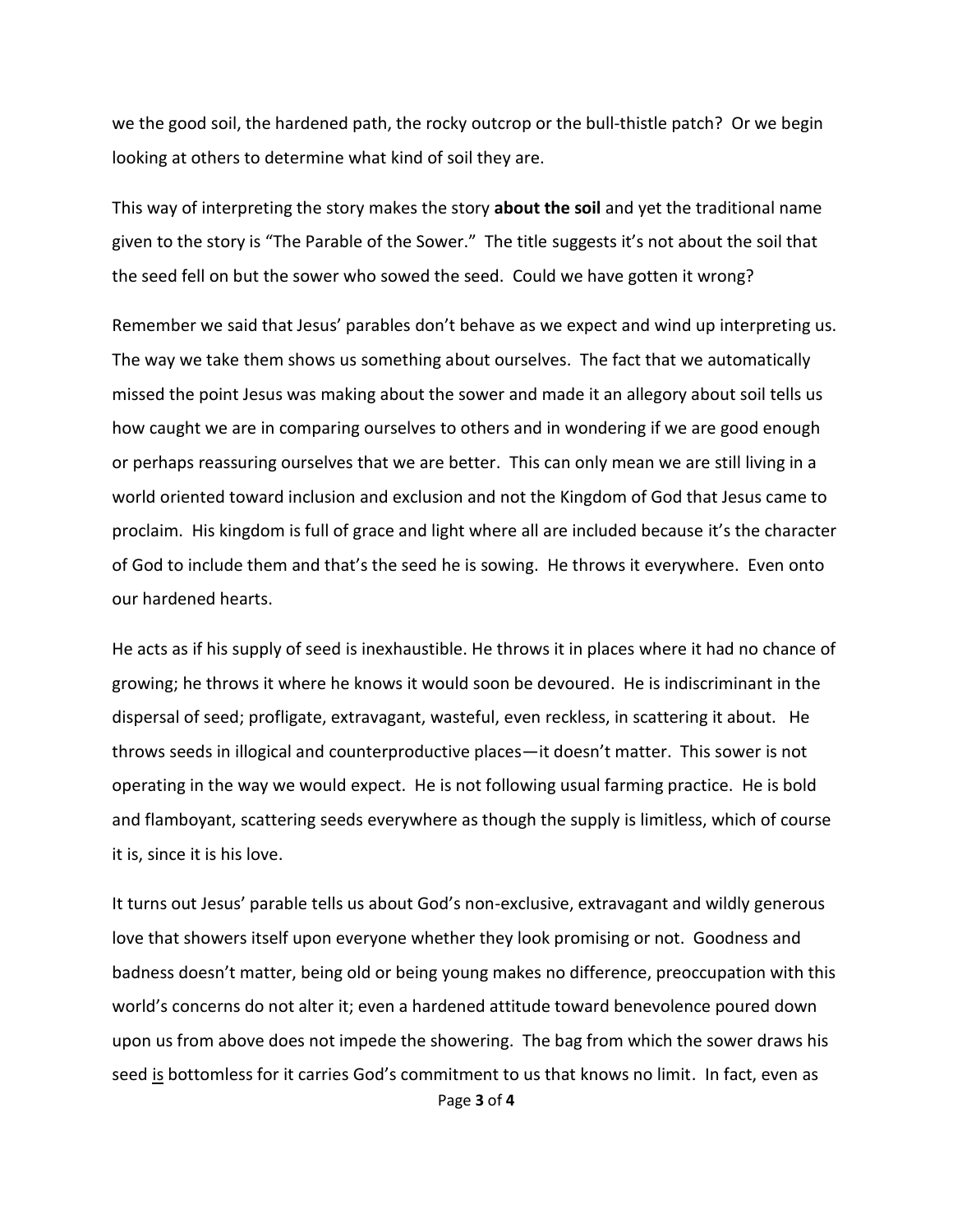we the good soil, the hardened path, the rocky outcrop or the bull-thistle patch? Or we begin looking at others to determine what kind of soil they are.

This way of interpreting the story makes the story **about the soil** and yet the traditional name given to the story is "The Parable of the Sower." The title suggests it's not about the soil that the seed fell on but the sower who sowed the seed. Could we have gotten it wrong?

Remember we said that Jesus' parables don't behave as we expect and wind up interpreting us. The way we take them shows us something about ourselves. The fact that we automatically missed the point Jesus was making about the sower and made it an allegory about soil tells us how caught we are in comparing ourselves to others and in wondering if we are good enough or perhaps reassuring ourselves that we are better. This can only mean we are still living in a world oriented toward inclusion and exclusion and not the Kingdom of God that Jesus came to proclaim. His kingdom is full of grace and light where all are included because it's the character of God to include them and that's the seed he is sowing. He throws it everywhere. Even onto our hardened hearts.

He acts as if his supply of seed is inexhaustible. He throws it in places where it had no chance of growing; he throws it where he knows it would soon be devoured. He is indiscriminant in the dispersal of seed; profligate, extravagant, wasteful, even reckless, in scattering it about. He throws seeds in illogical and counterproductive places—it doesn't matter. This sower is not operating in the way we would expect. He is not following usual farming practice. He is bold and flamboyant, scattering seeds everywhere as though the supply is limitless, which of course it is, since it is his love.

It turns out Jesus' parable tells us about God's non-exclusive, extravagant and wildly generous love that showers itself upon everyone whether they look promising or not. Goodness and badness doesn't matter, being old or being young makes no difference, preoccupation with this world's concerns do not alter it; even a hardened attitude toward benevolence poured down upon us from above does not impede the showering. The bag from which the sower draws his seed <u>is</u> bottomless for it carries God's commitment to us that knows no limit. In fact, even as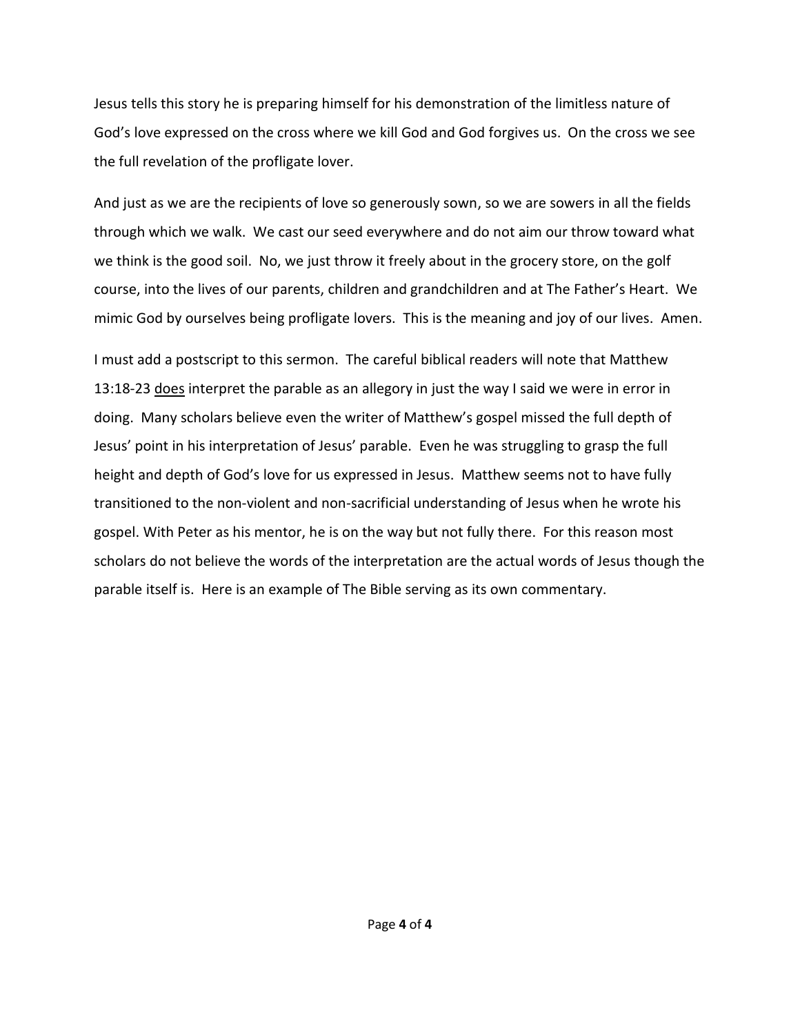Jesus tells this story he is preparing himself for his demonstration of the limitless nature of God's love expressed on the cross where we kill God and God forgives us. On the cross we see the full revelation of the profligate lover.

And just as we are the recipients of love so generously sown, so we are sowers in all the fields through which we walk. We cast our seed everywhere and do not aim our throw toward what we think is the good soil. No, we just throw it freely about in the grocery store, on the golf course, into the lives of our parents, children and grandchildren and at The Father's Heart. We mimic God by ourselves being profligate lovers. This is the meaning and joy of our lives. Amen.

I must add a postscript to this sermon. The careful biblical readers will note that Matthew 13:18-23 <u>does</u> interpret the parable as an allegory in just the way I said we were in error in doing. Many scholars believe even the writer of Matthew's gospel missed the full depth of Jesus' point in his interpretation of Jesus' parable. Even he was struggling to grasp the full height and depth of God's love for us expressed in Jesus. Matthew seems not to have fully transitioned to the non-violent and non-sacrificial understanding of Jesus when he wrote his gospel. With Peter as his mentor, he is on the way but not fully there. For this reason most scholars do not believe the words of the interpretation are the actual words of Jesus though the parable itself is. Here is an example of The Bible serving as its own commentary.